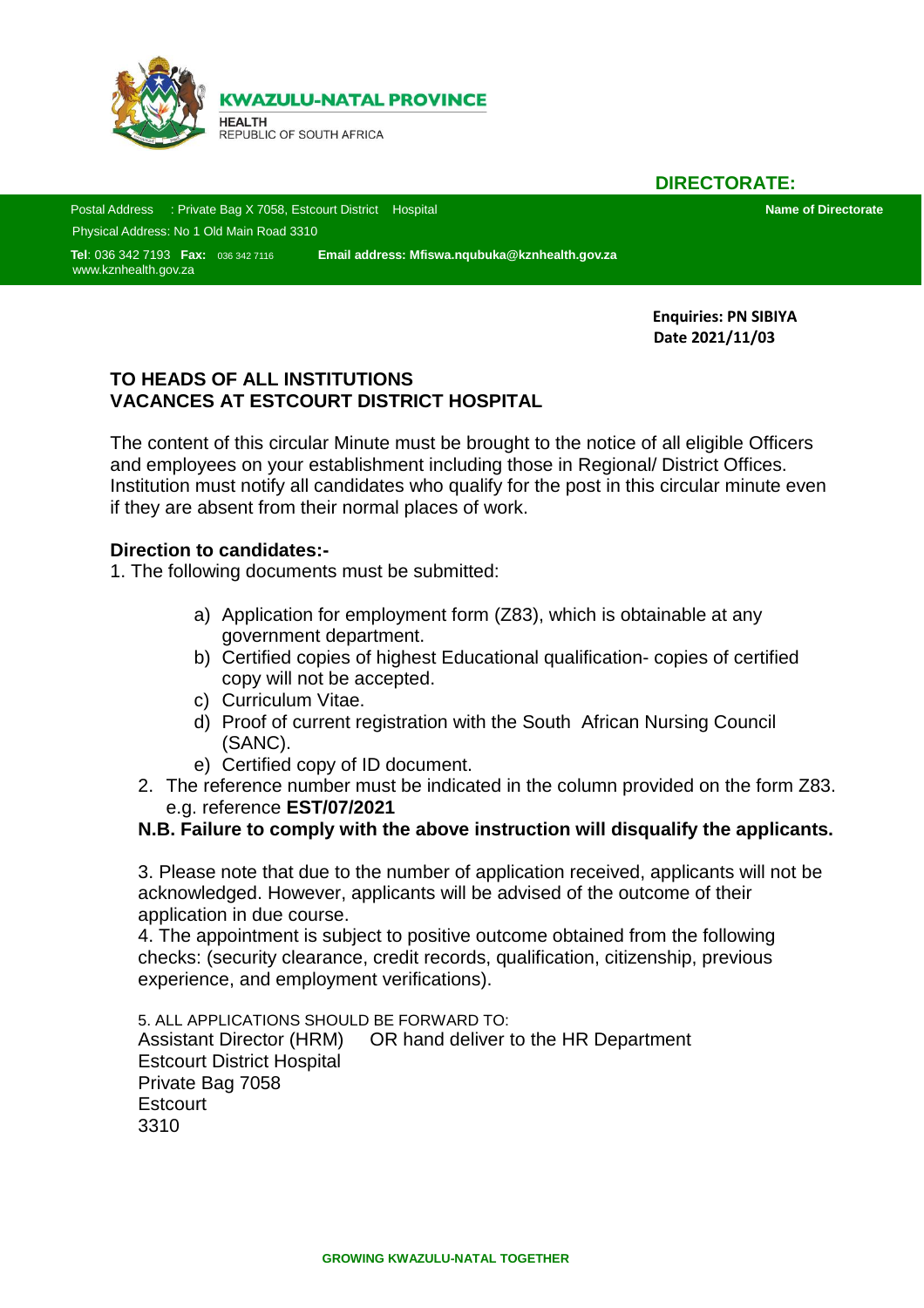**KWAZULU-NATAL PROVINCE**

HEALTH
REPUBLIC OF SOUTH AFRICA

**DIRECTORATE:**

Postal Address : Private Bag X 7058, Estcourt District Hospital

Physical Address: No 1 Old Main Road 3310

**Tel**: 036 342 7193 **Fax:** 036 342 7116 **Email address: Mfiswa.nqubuka@kznhealth.gov.za**

www.kznhealth.gov.za

**Name of Directorate**

**Enquiries: PN SIBIYA**
**Date 2021/11/03**

**TO HEADS OF ALL INSTITUTIONS**
**VACANCES AT ESTCOURT DISTRICT HOSPITAL**

The content of this circular Minute must be brought to the notice of all eligible Officers and employees on your establishment including those in Regional/ District Offices. Institution must notify all candidates who qualify for the post in this circular minute even if they are absent from their normal places of work.

**Direction to candidates:-**

1. The following documents must be submitted:

   a) Application for employment form (Z83), which is obtainable at any government department.
   b) Certified copies of highest Educational qualification- copies of certified copy will not be accepted.
   c) Curriculum Vitae.
   d) Proof of current registration with the South African Nursing Council (SANC).
   e) Certified copy of ID document.

2. The reference number must be indicated in the column provided on the form Z83. e.g. reference **EST/07/2021**

**N.B. Failure to comply with the above instruction will disqualify the applicants.**

3. Please note that due to the number of application received, applicants will not be acknowledged. However, applicants will be advised of the outcome of their application in due course.

4. The appointment is subject to positive outcome obtained from the following checks: (security clearance, credit records, qualification, citizenship, previous experience, and employment verifications).

5. ALL APPLICATIONS SHOULD BE FORWARD TO:
Assistant Director (HRM) OR hand deliver to the HR Department
Estcourt District Hospital
Private Bag 7058
Estcourt
3310

**GROWING KWAZULU-NATAL TOGETHER**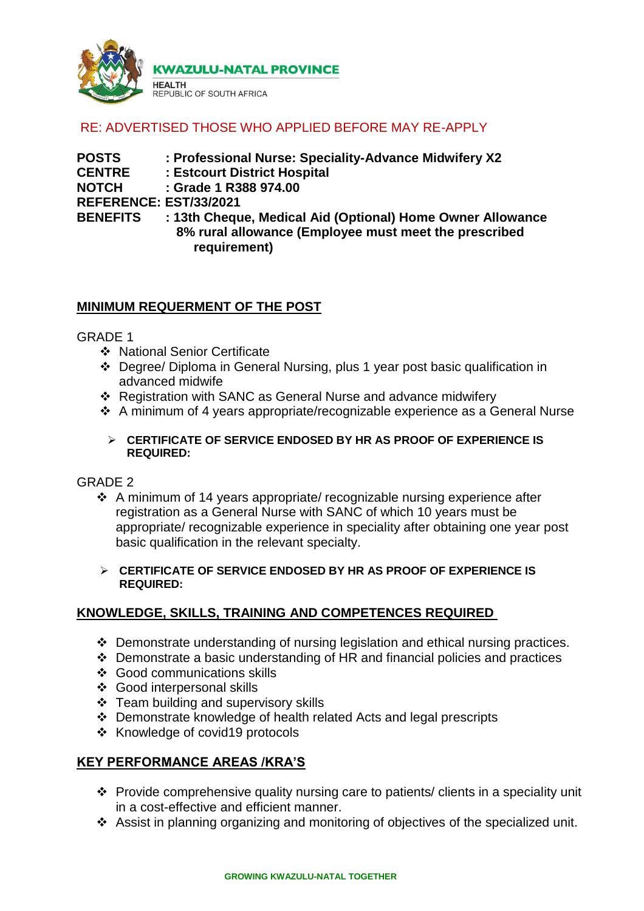KWAZULU-NATAL PROVINCE

HEALTH
REPUBLIC OF SOUTH AFRICA

RE: ADVERTISED THOSE WHO APPLIED BEFORE MAY RE-APPLY

**POSTS : Professional Nurse: Speciality-Advance Midwifery X2**
**CENTRE : Estcourt District Hospital**
**NOTCH : Grade 1 R388 974.00**
**REFERENCE: EST/33/2021**
**BENEFITS : 13th Cheque, Medical Aid (Optional) Home Owner Allowance 8% rural allowance (Employee must meet the prescribed requirement)**

## MINIMUM REQUERMENT OF THE POST

GRADE 1

- National Senior Certificate
- Degree/ Diploma in General Nursing, plus 1 year post basic qualification in advanced midwife
- Registration with SANC as General Nurse and advance midwifery
- A minimum of 4 years appropriate/recognizable experience as a General Nurse

  - **CERTIFICATE OF SERVICE ENDOSED BY HR AS PROOF OF EXPERIENCE IS REQUIRED:**

GRADE 2

- A minimum of 14 years appropriate/ recognizable nursing experience after registration as a General Nurse with SANC of which 10 years must be appropriate/ recognizable experience in speciality after obtaining one year post basic qualification in the relevant specialty.

  - **CERTIFICATE OF SERVICE ENDOSED BY HR AS PROOF OF EXPERIENCE IS REQUIRED:**

## KNOWLEDGE, SKILLS, TRAINING AND COMPETENCES REQUIRED

- Demonstrate understanding of nursing legislation and ethical nursing practices.
- Demonstrate a basic understanding of HR and financial policies and practices
- Good communications skills
- Good interpersonal skills
- Team building and supervisory skills
- Demonstrate knowledge of health related Acts and legal prescripts
- Knowledge of covid19 protocols

## KEY PERFORMANCE AREAS /KRA'S

- Provide comprehensive quality nursing care to patients/ clients in a speciality unit in a cost-effective and efficient manner.
- Assist in planning organizing and monitoring of objectives of the specialized unit.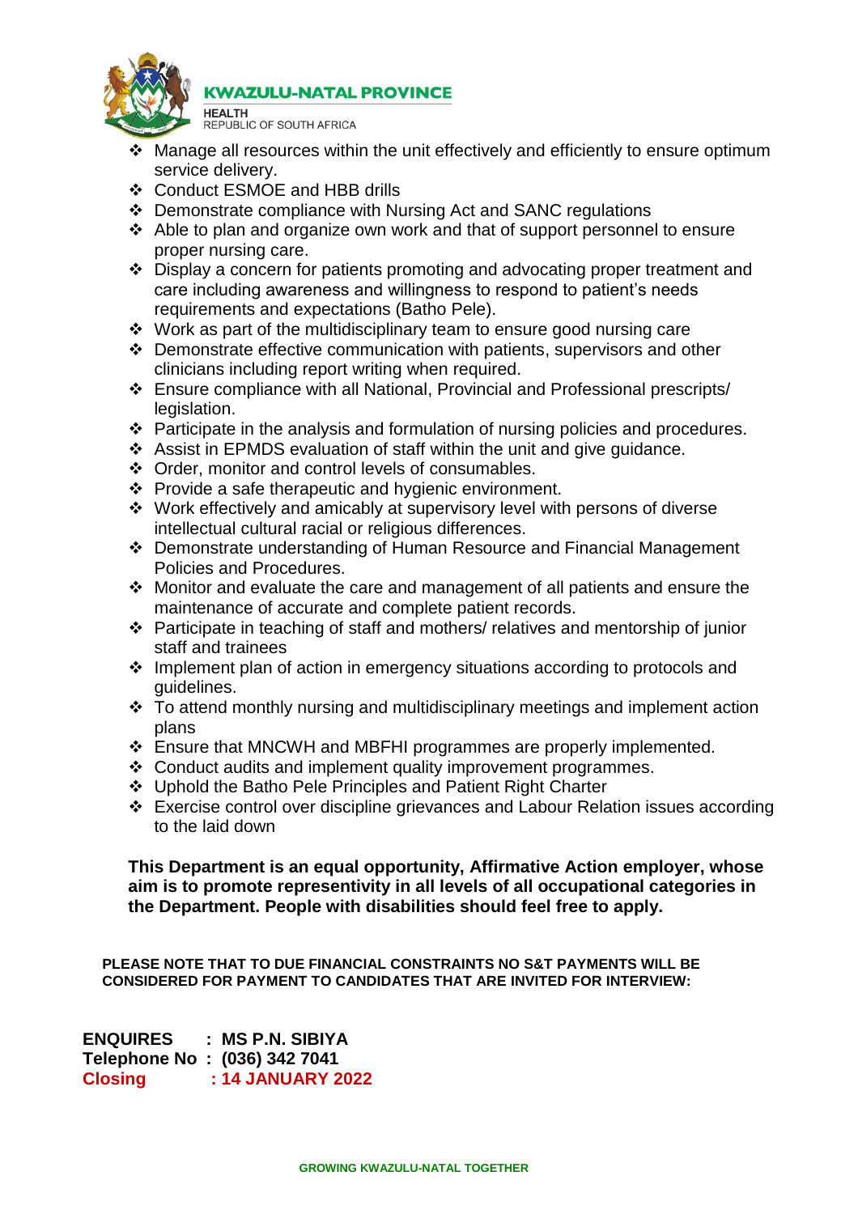- Manage all resources within the unit effectively and efficiently to ensure optimum service delivery.
- Conduct ESMOE and HBB drills
- Demonstrate compliance with Nursing Act and SANC regulations
- Able to plan and organize own work and that of support personnel to ensure proper nursing care.
- Display a concern for patients promoting and advocating proper treatment and care including awareness and willingness to respond to patient's needs requirements and expectations (Batho Pele).
- Work as part of the multidisciplinary team to ensure good nursing care
- Demonstrate effective communication with patients, supervisors and other clinicians including report writing when required.
- Ensure compliance with all National, Provincial and Professional prescripts/ legislation.
- Participate in the analysis and formulation of nursing policies and procedures.
- Assist in EPMDS evaluation of staff within the unit and give guidance.
- Order, monitor and control levels of consumables.
- Provide a safe therapeutic and hygienic environment.
- Work effectively and amicably at supervisory level with persons of diverse intellectual cultural racial or religious differences.
- Demonstrate understanding of Human Resource and Financial Management Policies and Procedures.
- Monitor and evaluate the care and management of all patients and ensure the maintenance of accurate and complete patient records.
- Participate in teaching of staff and mothers/ relatives and mentorship of junior staff and trainees
- Implement plan of action in emergency situations according to protocols and guidelines.
- To attend monthly nursing and multidisciplinary meetings and implement action plans
- Ensure that MNCWH and MBFHI programmes are properly implemented.
- Conduct audits and implement quality improvement programmes.
- Uphold the Batho Pele Principles and Patient Right Charter
- Exercise control over discipline grievances and Labour Relation issues according to the laid down

**This Department is an equal opportunity, Affirmative Action employer, whose aim is to promote representivity in all levels of all occupational categories in the Department. People with disabilities should feel free to apply.**

**PLEASE NOTE THAT TO DUE FINANCIAL CONSTRAINTS NO S&T PAYMENTS WILL BE CONSIDERED FOR PAYMENT TO CANDIDATES THAT ARE INVITED FOR INTERVIEW:**

**ENQUIRES : MS P.N. SIBIYA**
**Telephone No : (036) 342 7041**
**Closing : 14 JANUARY 2022**